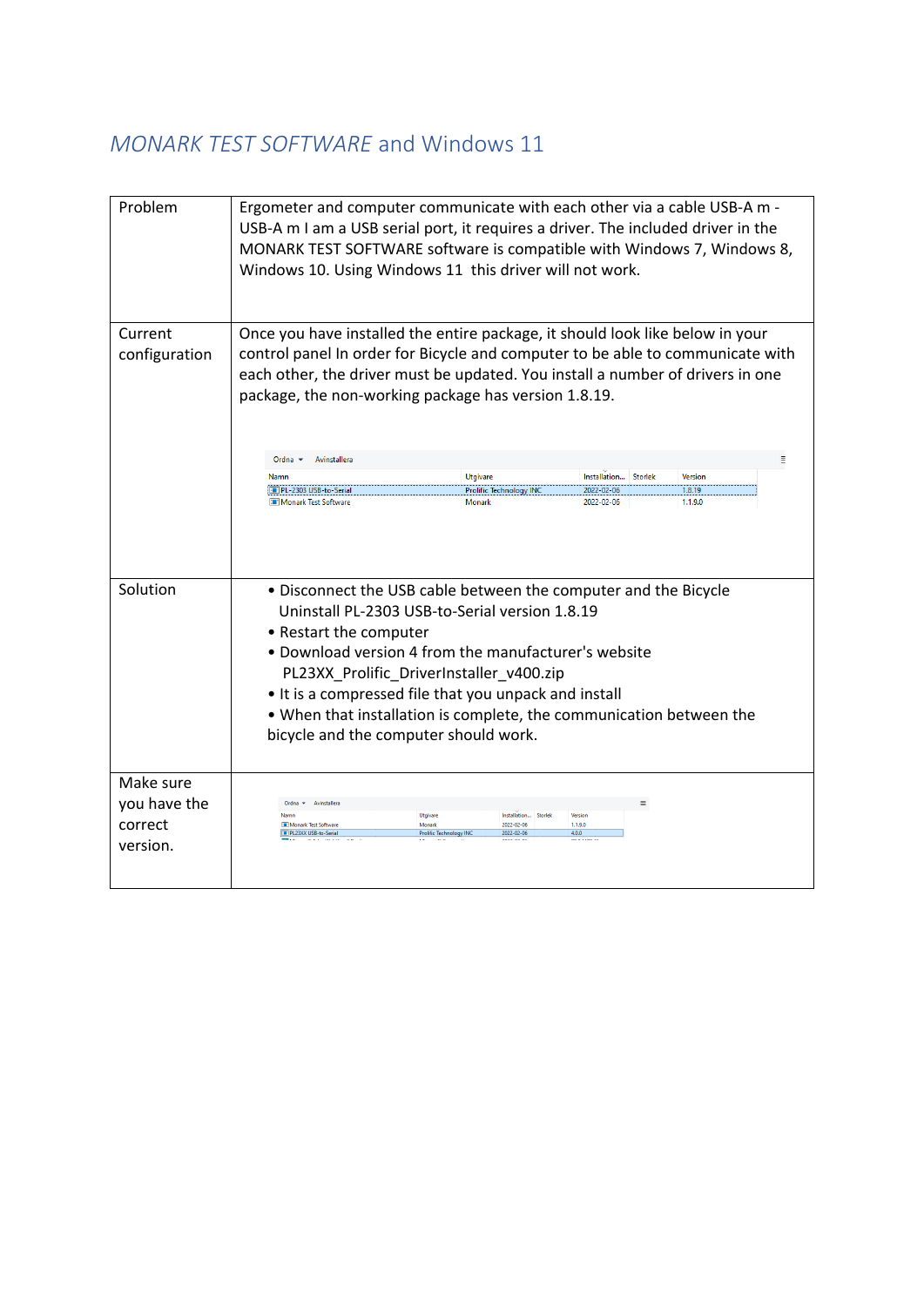# *MONARK TEST SOFTWARE* and Windows 11

| | |
|---|---|
| Problem | Ergometer and computer communicate with each other via a cable USB-A m - USB-A m I am a USB serial port, it requires a driver. The included driver in the MONARK TEST SOFTWARE software is compatible with Windows 7, Windows 8, Windows 10. Using Windows 11 this driver will not work. |
| Current configuration | Once you have installed the entire package, it should look like below in your control panel In order for Bicycle and computer to be able to communicate with each other, the driver must be updated. You install a number of drivers in one package, the non-working package has version 1.8.19.<br><br>Ordna ▾ Avinstallera<br>Namn / Utgivare / Installation... / Storlek / Version<br>PL-2303 USB-to-Serial / Prolific Technology INC / 2022-02-06 / / 1.8.19<br>Monark Test Software / Monark / 2022-02-06 / / 1.1.9.0 |
| Solution | • Disconnect the USB cable between the computer and the Bicycle Uninstall PL-2303 USB-to-Serial version 1.8.19<br>• Restart the computer<br>• Download version 4 from the manufacturer's website PL23XX_Prolific_DriverInstaller_v400.zip<br>• It is a compressed file that you unpack and install<br>• When that installation is complete, the communication between the bicycle and the computer should work. |
| Make sure you have the correct version. | Ordna ▾ Avinstallera<br>Namn / Utgivare / Installation... / Storlek / Version<br>Monark Test Software / Monark / 2022-02-06 / / 1.1.9.0<br>PL23XX USB-to-Serial / Prolific Technology INC / 2022-02-06 / / 4.0.0 |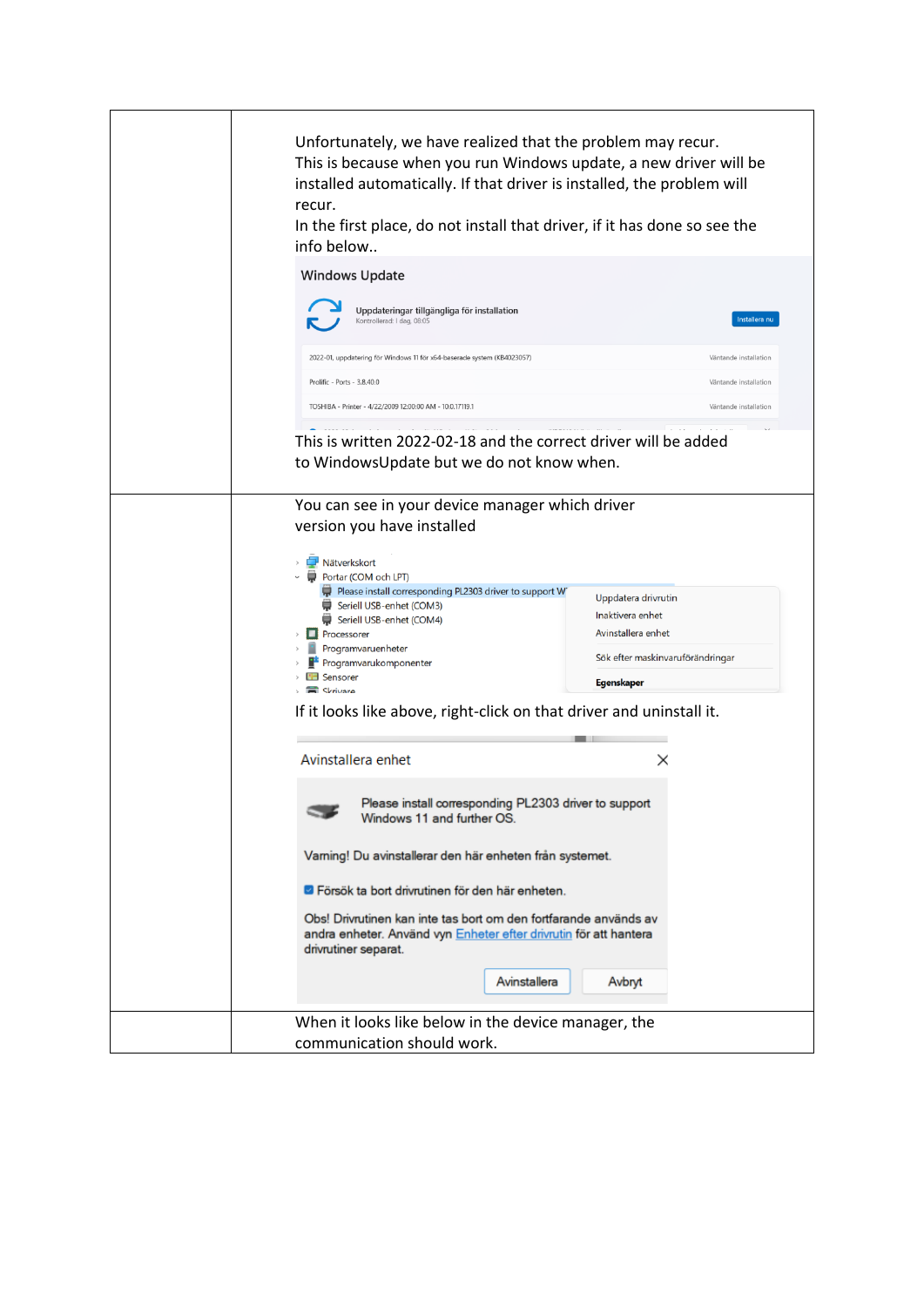| | |
|---|---|
| | Unfortunately, we have realized that the problem may recur.<br>This is because when you run Windows update, a new driver will be installed automatically. If that driver is installed, the problem will recur.<br>In the first place, do not install that driver, if it has done so see the info below..<br>This is written 2022-02-18 and the correct driver will be added to WindowsUpdate but we do not know when. |
| | You can see in your device manager which driver version you have installed<br>If it looks like above, right-click on that driver and uninstall it. |
| | When it looks like below in the device manager, the communication should work. |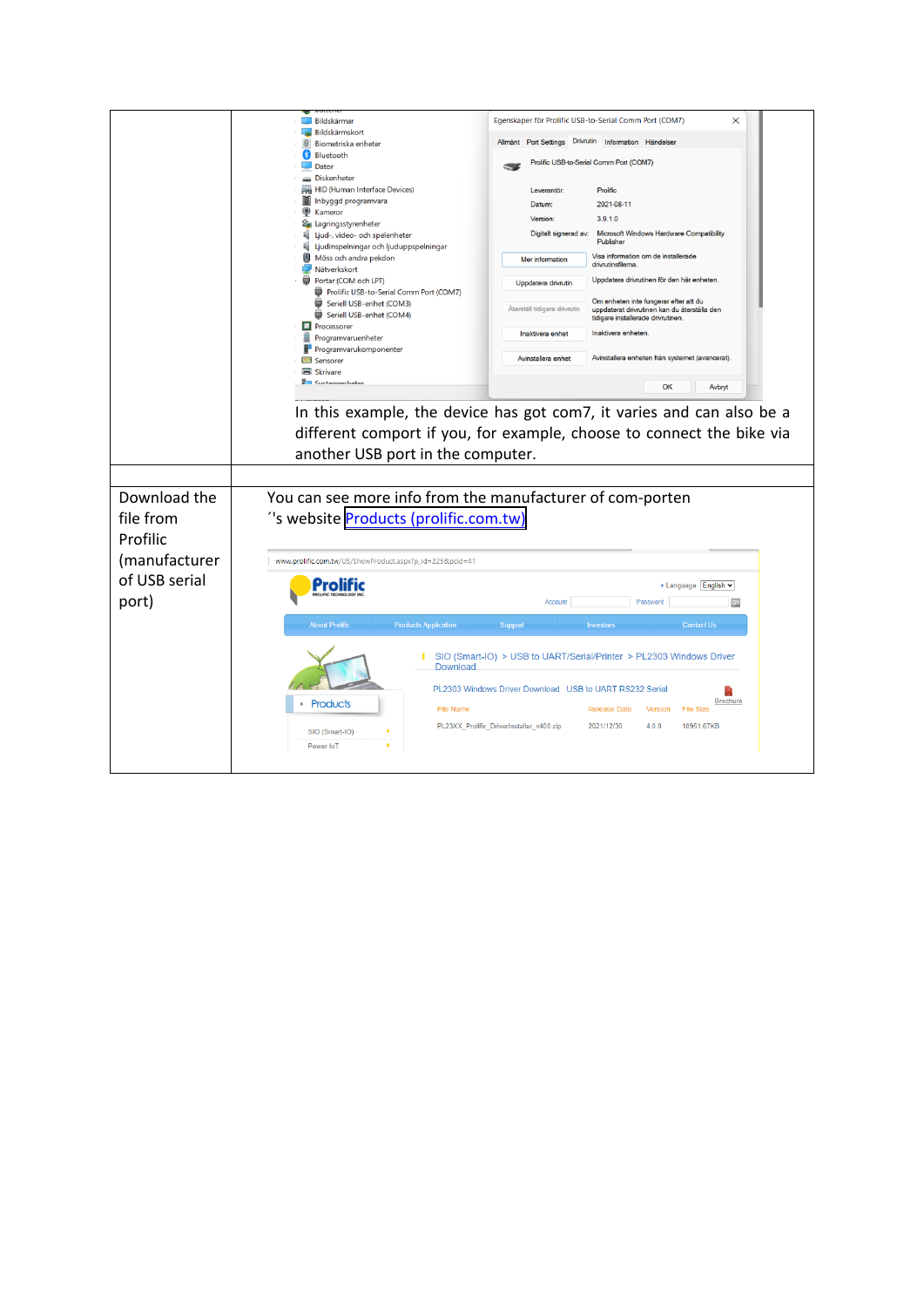| | |
|---|---|
| | In this example, the device has got com7, it varies and can also be a different comport if you, for example, choose to connect the bike via another USB port in the computer. |
| | |
| Download the file from Profilic (manufacturer of USB serial port) | You can see more info from the manufacturer of com-porten ''s website [Products (prolific.com.tw)] |